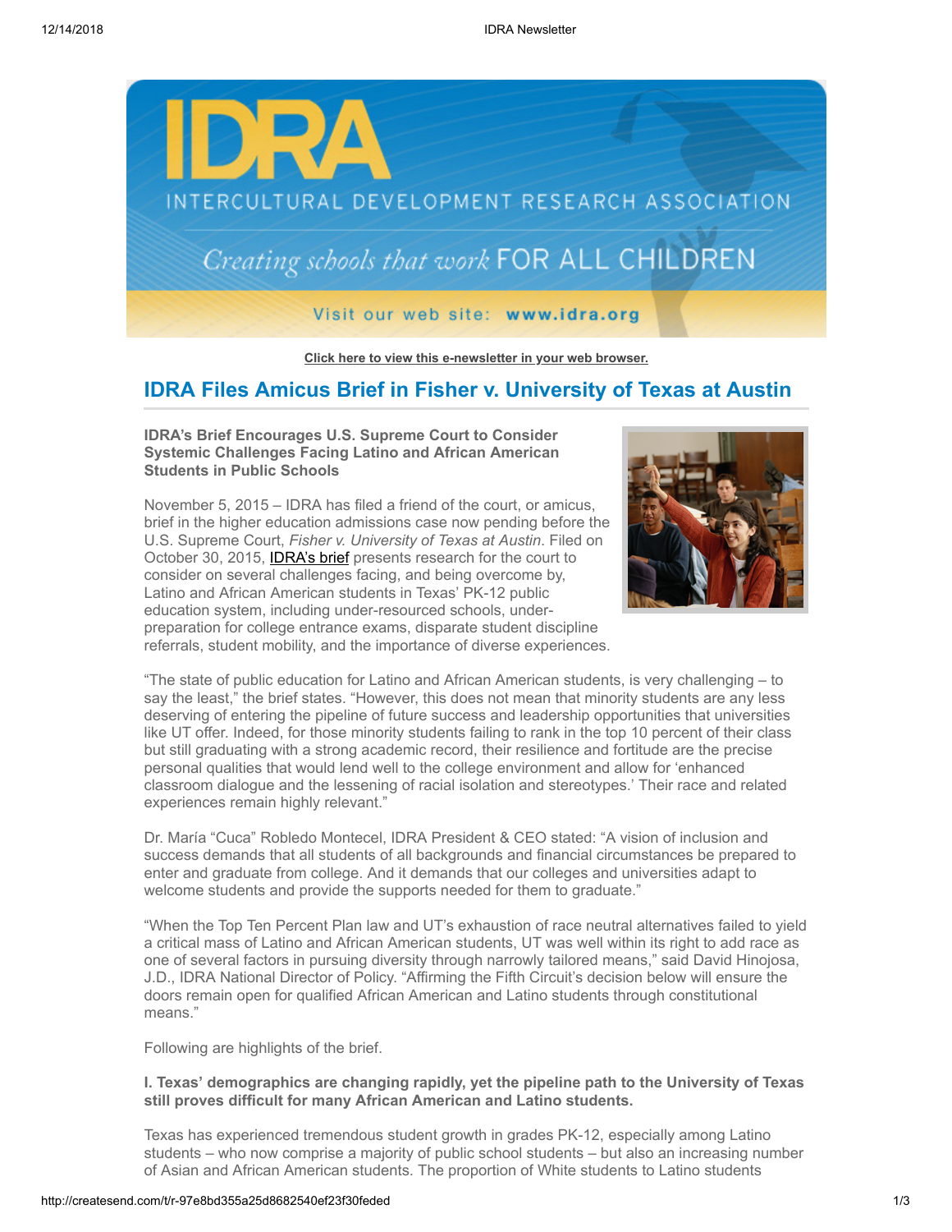Click here to view this e-newsletter in your web browser.

## IDRA Files Amicus Brief in Fisher v. University of Texas at Austin

**IDRA's Brief Encourages U.S. Supreme Court to Consider Systemic Challenges Facing Latino and African American Students in Public Schools**

November 5, 2015 – IDRA has filed a friend of the court, or amicus, brief in the higher education admissions case now pending before the U.S. Supreme Court, *Fisher v. University of Texas at Austin*. Filed on October 30, 2015, IDRA's brief presents research for the court to consider on several challenges facing, and being overcome by, Latino and African American students in Texas' PK-12 public education system, including under-resourced schools, under-preparation for college entrance exams, disparate student discipline referrals, student mobility, and the importance of diverse experiences.

"The state of public education for Latino and African American students, is very challenging – to say the least," the brief states. "However, this does not mean that minority students are any less deserving of entering the pipeline of future success and leadership opportunities that universities like UT offer. Indeed, for those minority students failing to rank in the top 10 percent of their class but still graduating with a strong academic record, their resilience and fortitude are the precise personal qualities that would lend well to the college environment and allow for 'enhanced classroom dialogue and the lessening of racial isolation and stereotypes.' Their race and related experiences remain highly relevant."

Dr. María "Cuca" Robledo Montecel, IDRA President & CEO stated: "A vision of inclusion and success demands that all students of all backgrounds and financial circumstances be prepared to enter and graduate from college. And it demands that our colleges and universities adapt to welcome students and provide the supports needed for them to graduate."

"When the Top Ten Percent Plan law and UT's exhaustion of race neutral alternatives failed to yield a critical mass of Latino and African American students, UT was well within its right to add race as one of several factors in pursuing diversity through narrowly tailored means," said David Hinojosa, J.D., IDRA National Director of Policy. "Affirming the Fifth Circuit's decision below will ensure the doors remain open for qualified African American and Latino students through constitutional means."

Following are highlights of the brief.

**I. Texas' demographics are changing rapidly, yet the pipeline path to the University of Texas still proves difficult for many African American and Latino students.**

Texas has experienced tremendous student growth in grades PK-12, especially among Latino students – who now comprise a majority of public school students – but also an increasing number of Asian and African American students. The proportion of White students to Latino students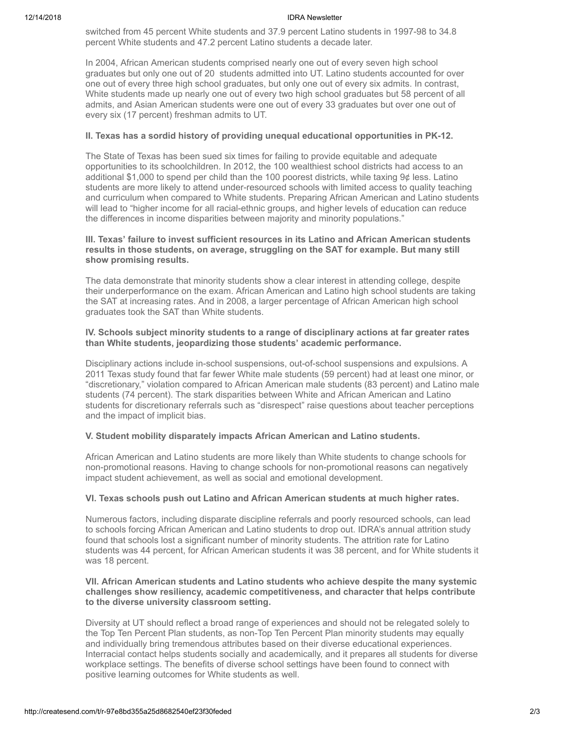switched from 45 percent White students and 37.9 percent Latino students in 1997-98 to 34.8 percent White students and 47.2 percent Latino students a decade later.

In 2004, African American students comprised nearly one out of every seven high school graduates but only one out of 20 students admitted into UT. Latino students accounted for over one out of every three high school graduates, but only one out of every six admits. In contrast, White students made up nearly one out of every two high school graduates but 58 percent of all admits, and Asian American students were one out of every 33 graduates but over one out of every six (17 percent) freshman admits to UT.

**II. Texas has a sordid history of providing unequal educational opportunities in PK-12.**

The State of Texas has been sued six times for failing to provide equitable and adequate opportunities to its schoolchildren. In 2012, the 100 wealthiest school districts had access to an additional $1,000 to spend per child than the 100 poorest districts, while taxing 9¢ less. Latino students are more likely to attend under-resourced schools with limited access to quality teaching and curriculum when compared to White students. Preparing African American and Latino students will lead to "higher income for all racial-ethnic groups, and higher levels of education can reduce the differences in income disparities between majority and minority populations."

**III. Texas' failure to invest sufficient resources in its Latino and African American students results in those students, on average, struggling on the SAT for example. But many still show promising results.**

The data demonstrate that minority students show a clear interest in attending college, despite their underperformance on the exam. African American and Latino high school students are taking the SAT at increasing rates. And in 2008, a larger percentage of African American high school graduates took the SAT than White students.

**IV. Schools subject minority students to a range of disciplinary actions at far greater rates than White students, jeopardizing those students' academic performance.**

Disciplinary actions include in-school suspensions, out-of-school suspensions and expulsions. A 2011 Texas study found that far fewer White male students (59 percent) had at least one minor, or "discretionary," violation compared to African American male students (83 percent) and Latino male students (74 percent). The stark disparities between White and African American and Latino students for discretionary referrals such as "disrespect" raise questions about teacher perceptions and the impact of implicit bias.

**V. Student mobility disparately impacts African American and Latino students.**

African American and Latino students are more likely than White students to change schools for non-promotional reasons. Having to change schools for non-promotional reasons can negatively impact student achievement, as well as social and emotional development.

**VI. Texas schools push out Latino and African American students at much higher rates.**

Numerous factors, including disparate discipline referrals and poorly resourced schools, can lead to schools forcing African American and Latino students to drop out. IDRA's annual attrition study found that schools lost a significant number of minority students. The attrition rate for Latino students was 44 percent, for African American students it was 38 percent, and for White students it was 18 percent.

**VII. African American students and Latino students who achieve despite the many systemic challenges show resiliency, academic competitiveness, and character that helps contribute to the diverse university classroom setting.**

Diversity at UT should reflect a broad range of experiences and should not be relegated solely to the Top Ten Percent Plan students, as non-Top Ten Percent Plan minority students may equally and individually bring tremendous attributes based on their diverse educational experiences. Interracial contact helps students socially and academically, and it prepares all students for diverse workplace settings. The benefits of diverse school settings have been found to connect with positive learning outcomes for White students as well.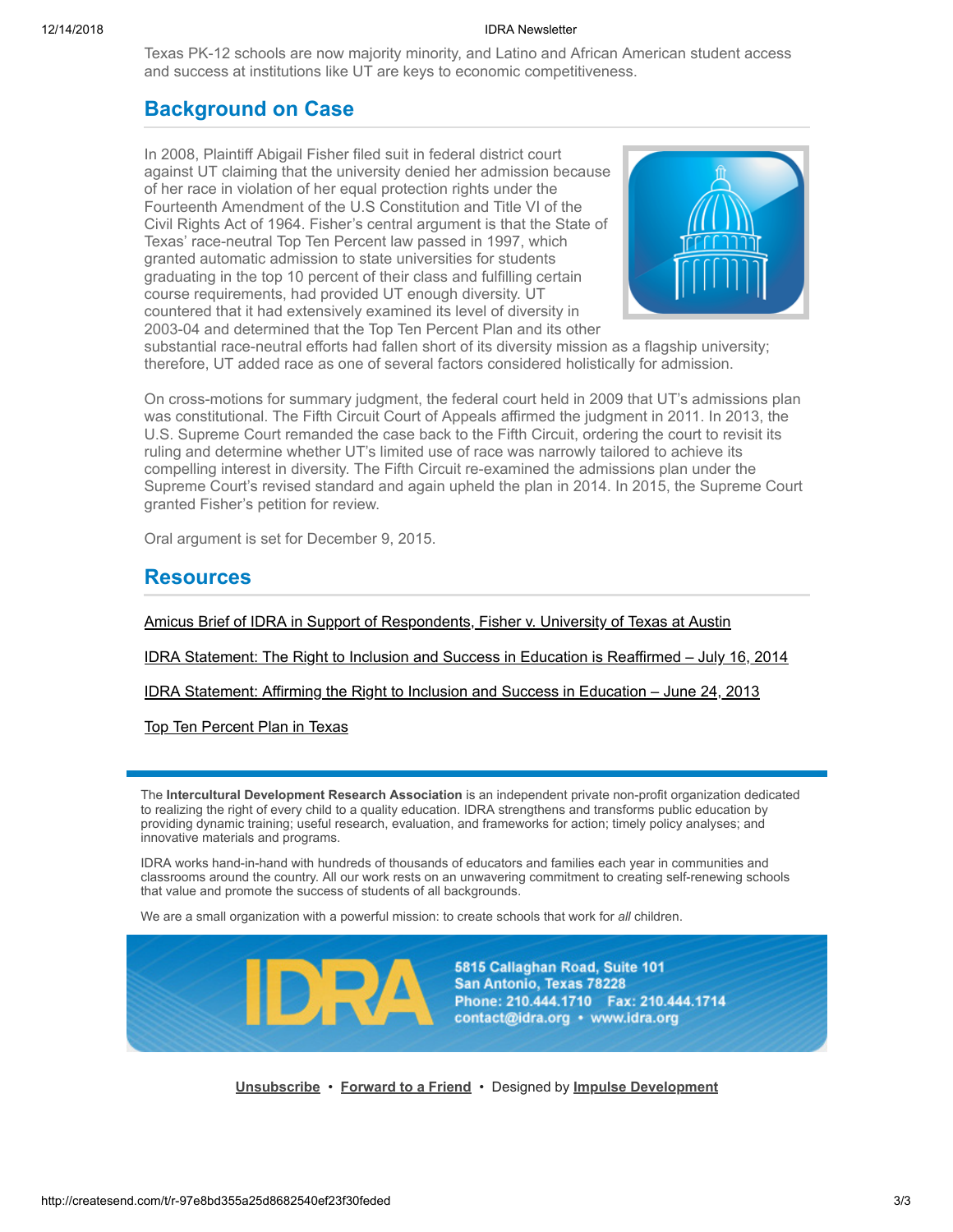Texas PK-12 schools are now majority minority, and Latino and African American student access and success at institutions like UT are keys to economic competitiveness.

## Background on Case

In 2008, Plaintiff Abigail Fisher filed suit in federal district court against UT claiming that the university denied her admission because of her race in violation of her equal protection rights under the Fourteenth Amendment of the U.S Constitution and Title VI of the Civil Rights Act of 1964. Fisher's central argument is that the State of Texas' race-neutral Top Ten Percent law passed in 1997, which granted automatic admission to state universities for students graduating in the top 10 percent of their class and fulfilling certain course requirements, had provided UT enough diversity. UT countered that it had extensively examined its level of diversity in 2003-04 and determined that the Top Ten Percent Plan and its other substantial race-neutral efforts had fallen short of its diversity mission as a flagship university; therefore, UT added race as one of several factors considered holistically for admission.

On cross-motions for summary judgment, the federal court held in 2009 that UT's admissions plan was constitutional. The Fifth Circuit Court of Appeals affirmed the judgment in 2011. In 2013, the U.S. Supreme Court remanded the case back to the Fifth Circuit, ordering the court to revisit its ruling and determine whether UT's limited use of race was narrowly tailored to achieve its compelling interest in diversity. The Fifth Circuit re-examined the admissions plan under the Supreme Court's revised standard and again upheld the plan in 2014. In 2015, the Supreme Court granted Fisher's petition for review.

Oral argument is set for December 9, 2015.

## Resources

Amicus Brief of IDRA in Support of Respondents, Fisher v. University of Texas at Austin

IDRA Statement: The Right to Inclusion and Success in Education is Reaffirmed – July 16, 2014

IDRA Statement: Affirming the Right to Inclusion and Success in Education – June 24, 2013

Top Ten Percent Plan in Texas

The **Intercultural Development Research Association** is an independent private non-profit organization dedicated to realizing the right of every child to a quality education. IDRA strengthens and transforms public education by providing dynamic training; useful research, evaluation, and frameworks for action; timely policy analyses; and innovative materials and programs.

IDRA works hand-in-hand with hundreds of thousands of educators and families each year in communities and classrooms around the country. All our work rests on an unwavering commitment to creating self-renewing schools that value and promote the success of students of all backgrounds.

We are a small organization with a powerful mission: to create schools that work for *all* children.

IDRA
5815 Callaghan Road, Suite 101
San Antonio, Texas 78228
Phone: 210.444.1710 Fax: 210.444.1714
contact@idra.org • www.idra.org

Unsubscribe • Forward to a Friend • Designed by Impulse Development